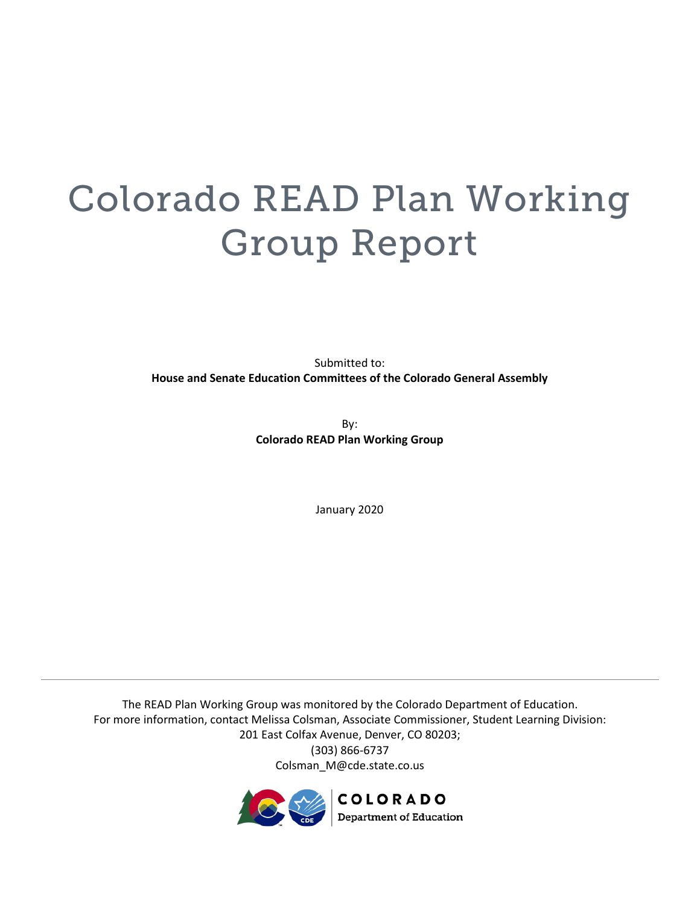# Colorado READ Plan Working Group Report

Submitted to:
**House and Senate Education Committees of the Colorado General Assembly**

By:
**Colorado READ Plan Working Group**

January 2020

---

The READ Plan Working Group was monitored by the Colorado Department of Education.
For more information, contact Melissa Colsman, Associate Commissioner, Student Learning Division:
201 East Colfax Avenue, Denver, CO 80203;
(303) 866-6737
Colsman_M@cde.state.co.us

COLORADO
Department of Education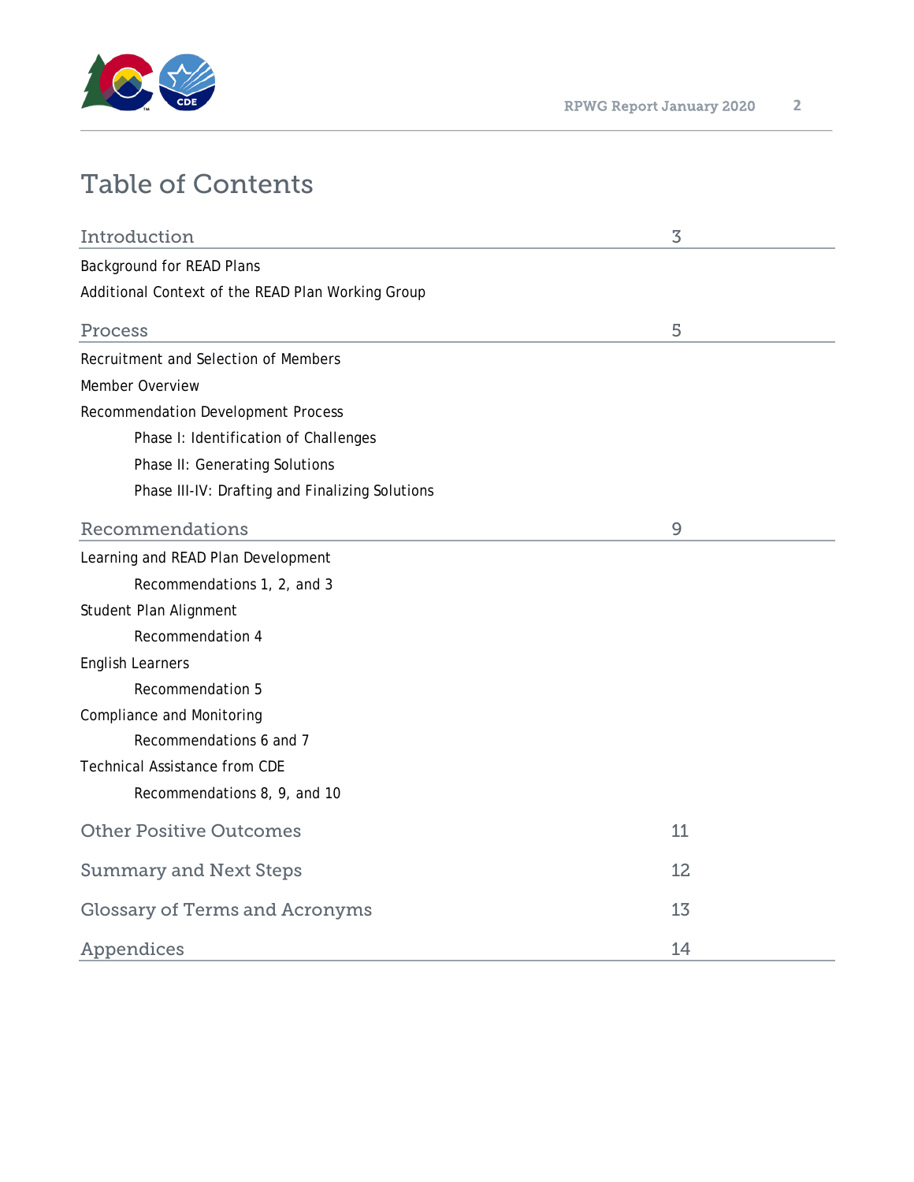# Table of Contents

| | |
|---|---|
| **Introduction** | **3** |
| Background for READ Plans | |
| Additional Context of the READ Plan Working Group | |
| **Process** | **5** |
| Recruitment and Selection of Members | |
| Member Overview | |
| Recommendation Development Process | |
| &nbsp;&nbsp;&nbsp;&nbsp;Phase I: Identification of Challenges | |
| &nbsp;&nbsp;&nbsp;&nbsp;Phase II: Generating Solutions | |
| &nbsp;&nbsp;&nbsp;&nbsp;Phase III-IV: Drafting and Finalizing Solutions | |
| **Recommendations** | **9** |
| Learning and READ Plan Development | |
| &nbsp;&nbsp;&nbsp;&nbsp;Recommendations 1, 2, and 3 | |
| Student Plan Alignment | |
| &nbsp;&nbsp;&nbsp;&nbsp;Recommendation 4 | |
| English Learners | |
| &nbsp;&nbsp;&nbsp;&nbsp;Recommendation 5 | |
| Compliance and Monitoring | |
| &nbsp;&nbsp;&nbsp;&nbsp;Recommendations 6 and 7 | |
| Technical Assistance from CDE | |
| &nbsp;&nbsp;&nbsp;&nbsp;Recommendations 8, 9, and 10 | |
| **Other Positive Outcomes** | **11** |
| **Summary and Next Steps** | **12** |
| **Glossary of Terms and Acronyms** | **13** |
| **Appendices** | **14** |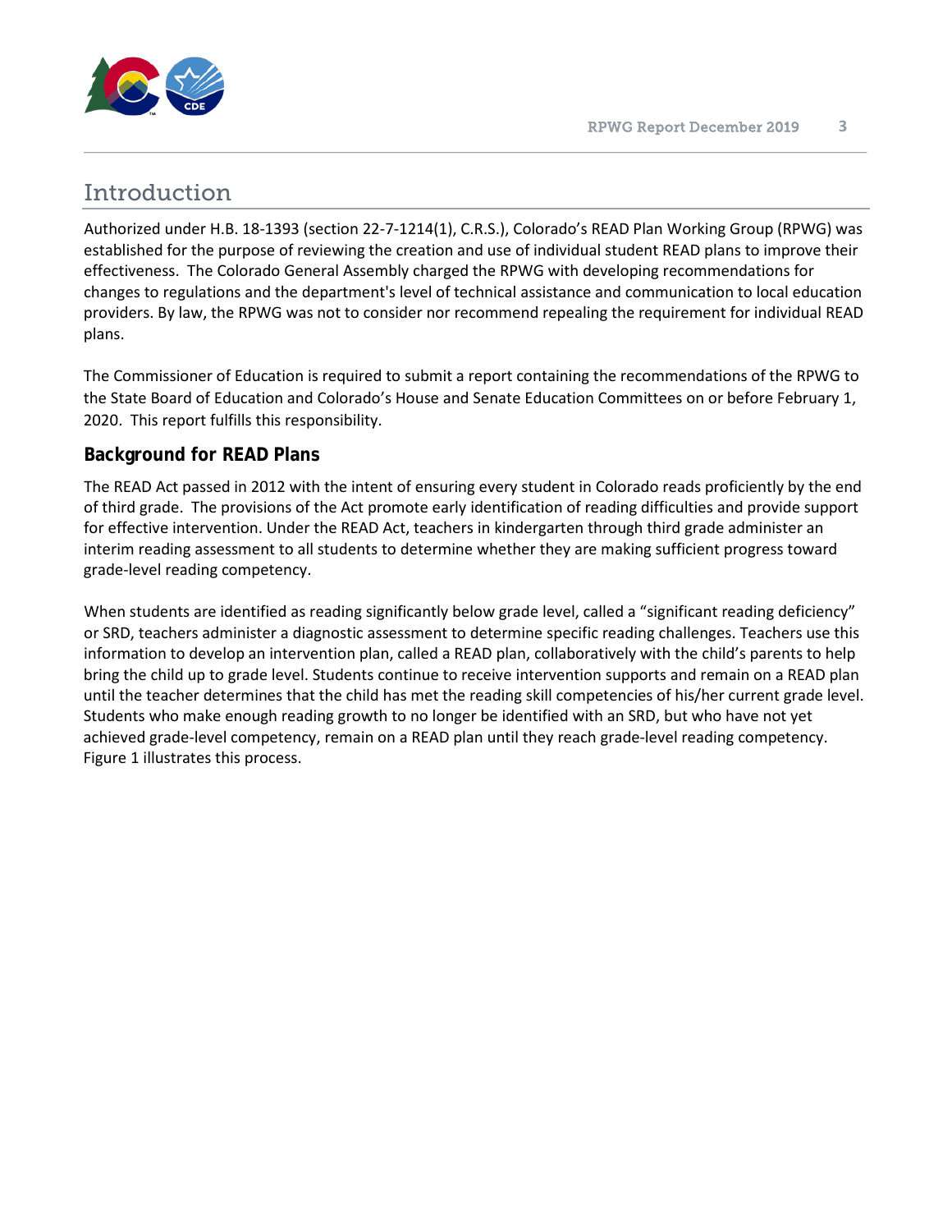# Introduction

Authorized under H.B. 18-1393 (section 22-7-1214(1), C.R.S.), Colorado's READ Plan Working Group (RPWG) was established for the purpose of reviewing the creation and use of individual student READ plans to improve their effectiveness. The Colorado General Assembly charged the RPWG with developing recommendations for changes to regulations and the department's level of technical assistance and communication to local education providers. By law, the RPWG was not to consider nor recommend repealing the requirement for individual READ plans.

The Commissioner of Education is required to submit a report containing the recommendations of the RPWG to the State Board of Education and Colorado's House and Senate Education Committees on or before February 1, 2020. This report fulfills this responsibility.

## Background for READ Plans

The READ Act passed in 2012 with the intent of ensuring every student in Colorado reads proficiently by the end of third grade. The provisions of the Act promote early identification of reading difficulties and provide support for effective intervention. Under the READ Act, teachers in kindergarten through third grade administer an interim reading assessment to all students to determine whether they are making sufficient progress toward grade-level reading competency.

When students are identified as reading significantly below grade level, called a "significant reading deficiency" or SRD, teachers administer a diagnostic assessment to determine specific reading challenges. Teachers use this information to develop an intervention plan, called a READ plan, collaboratively with the child's parents to help bring the child up to grade level. Students continue to receive intervention supports and remain on a READ plan until the teacher determines that the child has met the reading skill competencies of his/her current grade level. Students who make enough reading growth to no longer be identified with an SRD, but who have not yet achieved grade-level competency, remain on a READ plan until they reach grade-level reading competency. Figure 1 illustrates this process.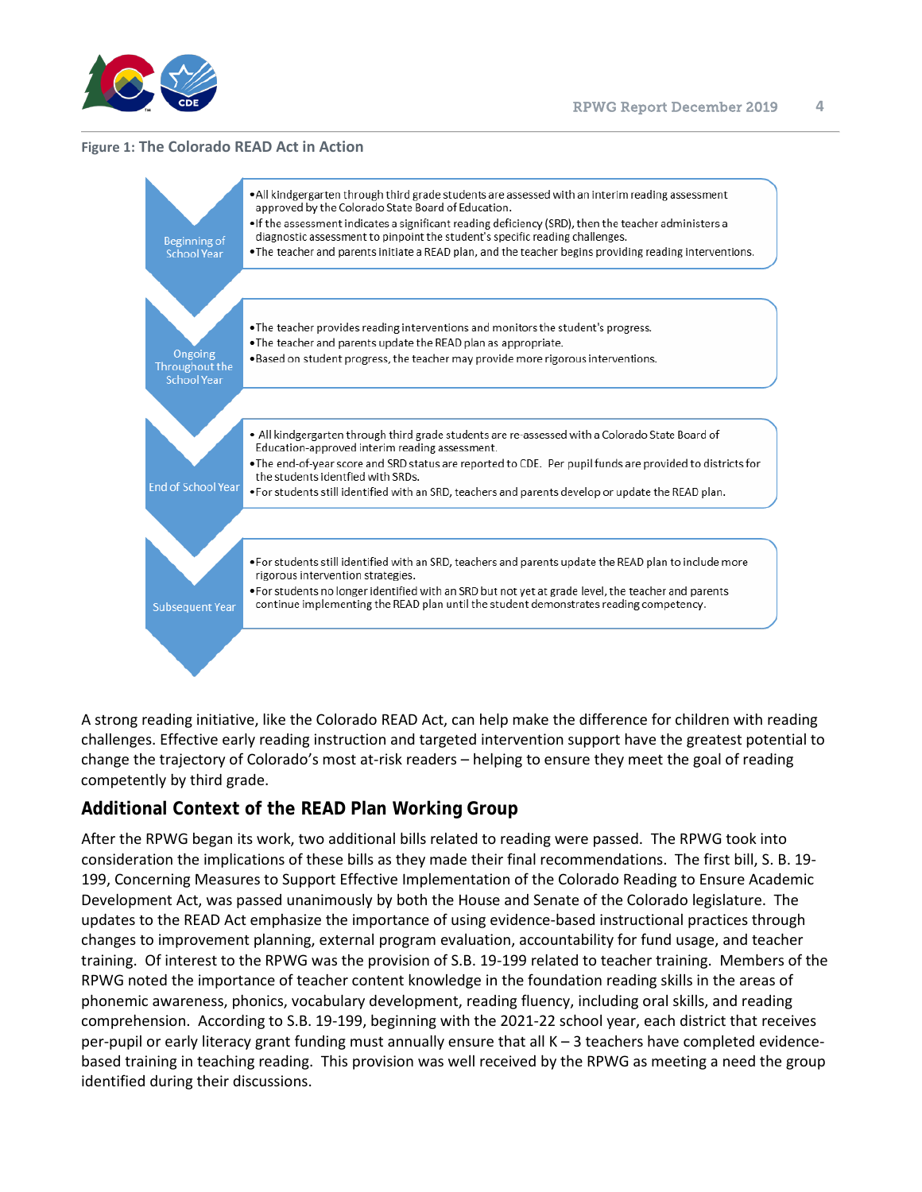**Figure 1: The Colorado READ Act in Action**

**Beginning of School Year**

- All kindergarten through third grade students are assessed with an interim reading assessment approved by the Colorado State Board of Education.
- If the assessment indicates a significant reading deficiency (SRD), then the teacher administers a diagnostic assessment to pinpoint the student's specific reading challenges.
- The teacher and parents initiate a READ plan, and the teacher begins providing reading interventions.

**Ongoing Throughout the School Year**

- The teacher provides reading interventions and monitors the student's progress.
- The teacher and parents update the READ plan as appropriate.
- Based on student progress, the teacher may provide more rigorous interventions.

**End of School Year**

- All kindergarten through third grade students are re-assessed with a Colorado State Board of Education-approved interim reading assessment.
- The end-of-year score and SRD status are reported to CDE. Per pupil funds are provided to districts for the students identfied with SRDs.
- For students still identified with an SRD, teachers and parents develop or update the READ plan.

**Subsequent Year**

- For students still identified with an SRD, teachers and parents update the READ plan to include more rigorous intervention strategies.
- For students no longer identified with an SRD but not yet at grade level, the teacher and parents continue implementing the READ plan until the student demonstrates reading competency.

A strong reading initiative, like the Colorado READ Act, can help make the difference for children with reading challenges. Effective early reading instruction and targeted intervention support have the greatest potential to change the trajectory of Colorado's most at-risk readers – helping to ensure they meet the goal of reading competently by third grade.

## Additional Context of the READ Plan Working Group

After the RPWG began its work, two additional bills related to reading were passed. The RPWG took into consideration the implications of these bills as they made their final recommendations. The first bill, S. B. 19-199, Concerning Measures to Support Effective Implementation of the Colorado Reading to Ensure Academic Development Act, was passed unanimously by both the House and Senate of the Colorado legislature. The updates to the READ Act emphasize the importance of using evidence-based instructional practices through changes to improvement planning, external program evaluation, accountability for fund usage, and teacher training. Of interest to the RPWG was the provision of S.B. 19-199 related to teacher training. Members of the RPWG noted the importance of teacher content knowledge in the foundation reading skills in the areas of phonemic awareness, phonics, vocabulary development, reading fluency, including oral skills, and reading comprehension. According to S.B. 19-199, beginning with the 2021-22 school year, each district that receives per-pupil or early literacy grant funding must annually ensure that all K – 3 teachers have completed evidence-based training in teaching reading. This provision was well received by the RPWG as meeting a need the group identified during their discussions.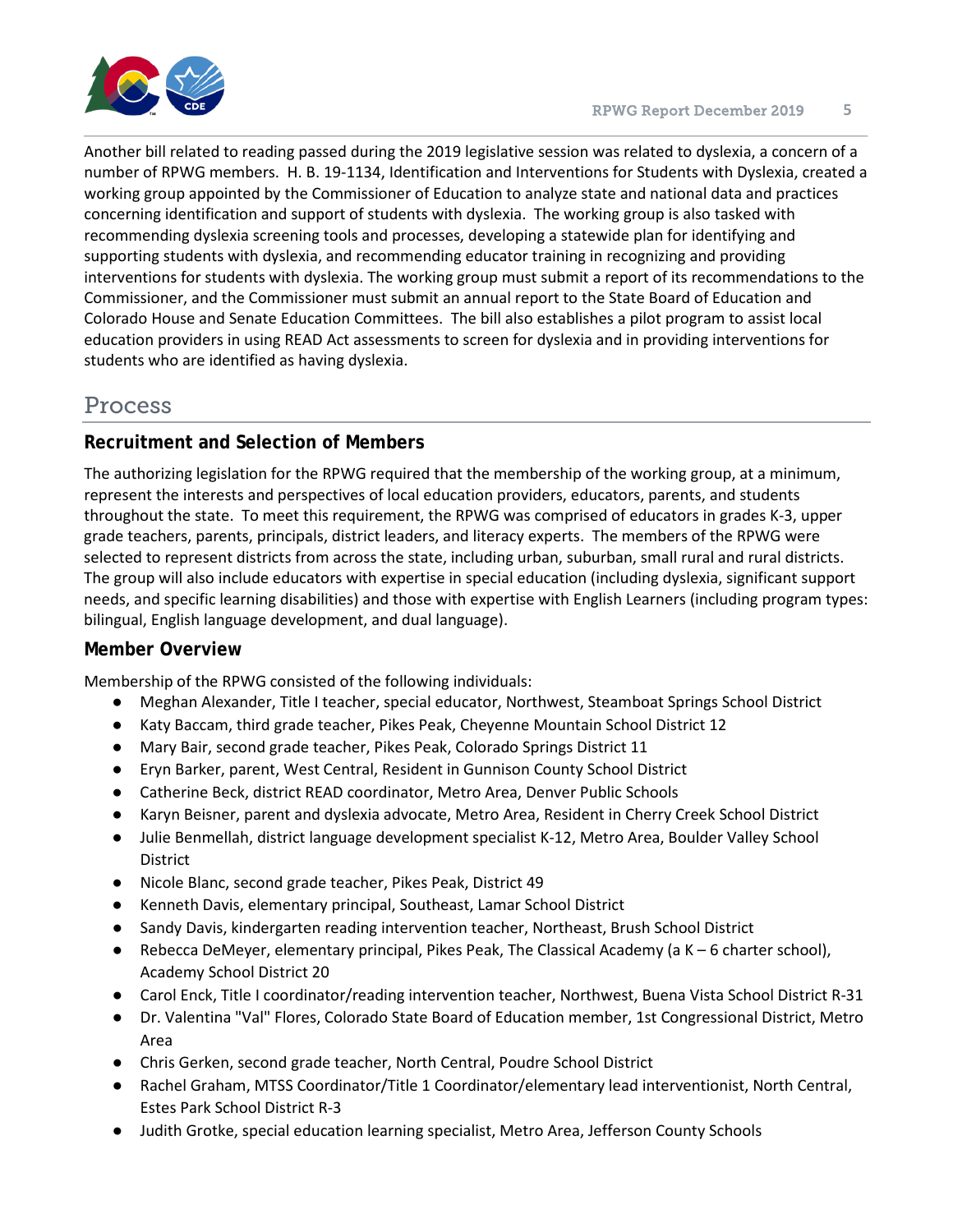Another bill related to reading passed during the 2019 legislative session was related to dyslexia, a concern of a number of RPWG members. H. B. 19-1134, Identification and Interventions for Students with Dyslexia, created a working group appointed by the Commissioner of Education to analyze state and national data and practices concerning identification and support of students with dyslexia. The working group is also tasked with recommending dyslexia screening tools and processes, developing a statewide plan for identifying and supporting students with dyslexia, and recommending educator training in recognizing and providing interventions for students with dyslexia. The working group must submit a report of its recommendations to the Commissioner, and the Commissioner must submit an annual report to the State Board of Education and Colorado House and Senate Education Committees. The bill also establishes a pilot program to assist local education providers in using READ Act assessments to screen for dyslexia and in providing interventions for students who are identified as having dyslexia.

# Process

## Recruitment and Selection of Members

The authorizing legislation for the RPWG required that the membership of the working group, at a minimum, represent the interests and perspectives of local education providers, educators, parents, and students throughout the state. To meet this requirement, the RPWG was comprised of educators in grades K-3, upper grade teachers, parents, principals, district leaders, and literacy experts. The members of the RPWG were selected to represent districts from across the state, including urban, suburban, small rural and rural districts. The group will also include educators with expertise in special education (including dyslexia, significant support needs, and specific learning disabilities) and those with expertise with English Learners (including program types: bilingual, English language development, and dual language).

## Member Overview

Membership of the RPWG consisted of the following individuals:

- Meghan Alexander, Title I teacher, special educator, Northwest, Steamboat Springs School District
- Katy Baccam, third grade teacher, Pikes Peak, Cheyenne Mountain School District 12
- Mary Bair, second grade teacher, Pikes Peak, Colorado Springs District 11
- Eryn Barker, parent, West Central, Resident in Gunnison County School District
- Catherine Beck, district READ coordinator, Metro Area, Denver Public Schools
- Karyn Beisner, parent and dyslexia advocate, Metro Area, Resident in Cherry Creek School District
- Julie Benmellah, district language development specialist K-12, Metro Area, Boulder Valley School District
- Nicole Blanc, second grade teacher, Pikes Peak, District 49
- Kenneth Davis, elementary principal, Southeast, Lamar School District
- Sandy Davis, kindergarten reading intervention teacher, Northeast, Brush School District
- Rebecca DeMeyer, elementary principal, Pikes Peak, The Classical Academy (a K – 6 charter school), Academy School District 20
- Carol Enck, Title I coordinator/reading intervention teacher, Northwest, Buena Vista School District R-31
- Dr. Valentina "Val" Flores, Colorado State Board of Education member, 1st Congressional District, Metro Area
- Chris Gerken, second grade teacher, North Central, Poudre School District
- Rachel Graham, MTSS Coordinator/Title 1 Coordinator/elementary lead interventionist, North Central, Estes Park School District R-3
- Judith Grotke, special education learning specialist, Metro Area, Jefferson County Schools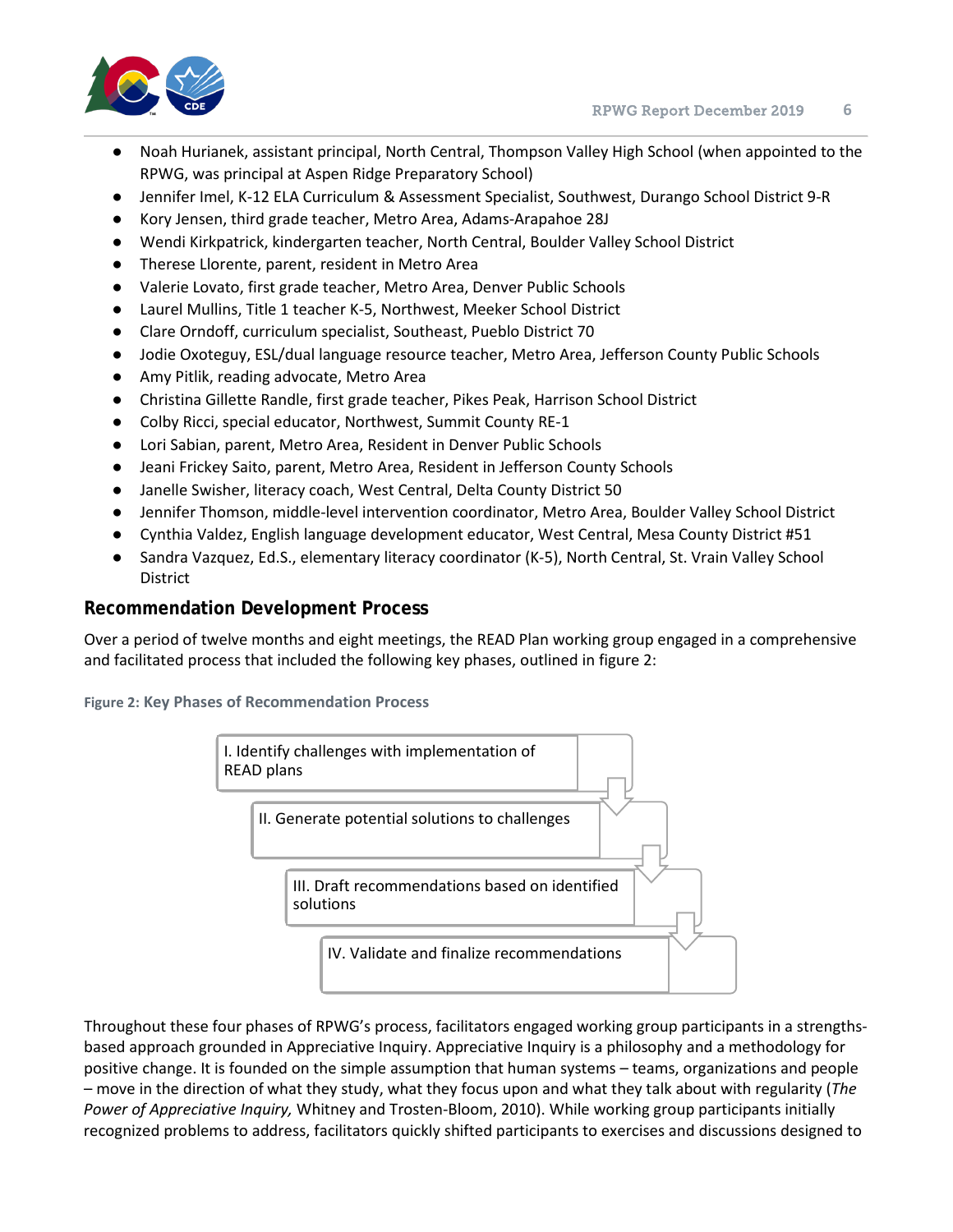- Noah Hurianek, assistant principal, North Central, Thompson Valley High School (when appointed to the RPWG, was principal at Aspen Ridge Preparatory School)
- Jennifer Imel, K-12 ELA Curriculum & Assessment Specialist, Southwest, Durango School District 9-R
- Kory Jensen, third grade teacher, Metro Area, Adams-Arapahoe 28J
- Wendi Kirkpatrick, kindergarten teacher, North Central, Boulder Valley School District
- Therese Llorente, parent, resident in Metro Area
- Valerie Lovato, first grade teacher, Metro Area, Denver Public Schools
- Laurel Mullins, Title 1 teacher K-5, Northwest, Meeker School District
- Clare Orndoff, curriculum specialist, Southeast, Pueblo District 70
- Jodie Oxoteguy, ESL/dual language resource teacher, Metro Area, Jefferson County Public Schools
- Amy Pitlik, reading advocate, Metro Area
- Christina Gillette Randle, first grade teacher, Pikes Peak, Harrison School District
- Colby Ricci, special educator, Northwest, Summit County RE-1
- Lori Sabian, parent, Metro Area, Resident in Denver Public Schools
- Jeani Frickey Saito, parent, Metro Area, Resident in Jefferson County Schools
- Janelle Swisher, literacy coach, West Central, Delta County District 50
- Jennifer Thomson, middle-level intervention coordinator, Metro Area, Boulder Valley School District
- Cynthia Valdez, English language development educator, West Central, Mesa County District #51
- Sandra Vazquez, Ed.S., elementary literacy coordinator (K-5), North Central, St. Vrain Valley School District

## Recommendation Development Process

Over a period of twelve months and eight meetings, the READ Plan working group engaged in a comprehensive and facilitated process that included the following key phases, outlined in figure 2:

**Figure 2: Key Phases of Recommendation Process**

I. Identify challenges with implementation of READ plans

II. Generate potential solutions to challenges

III. Draft recommendations based on identified solutions

IV. Validate and finalize recommendations

Throughout these four phases of RPWG's process, facilitators engaged working group participants in a strengths-based approach grounded in Appreciative Inquiry. Appreciative Inquiry is a philosophy and a methodology for positive change. It is founded on the simple assumption that human systems – teams, organizations and people – move in the direction of what they study, what they focus upon and what they talk about with regularity (*The Power of Appreciative Inquiry,* Whitney and Trosten-Bloom, 2010). While working group participants initially recognized problems to address, facilitators quickly shifted participants to exercises and discussions designed to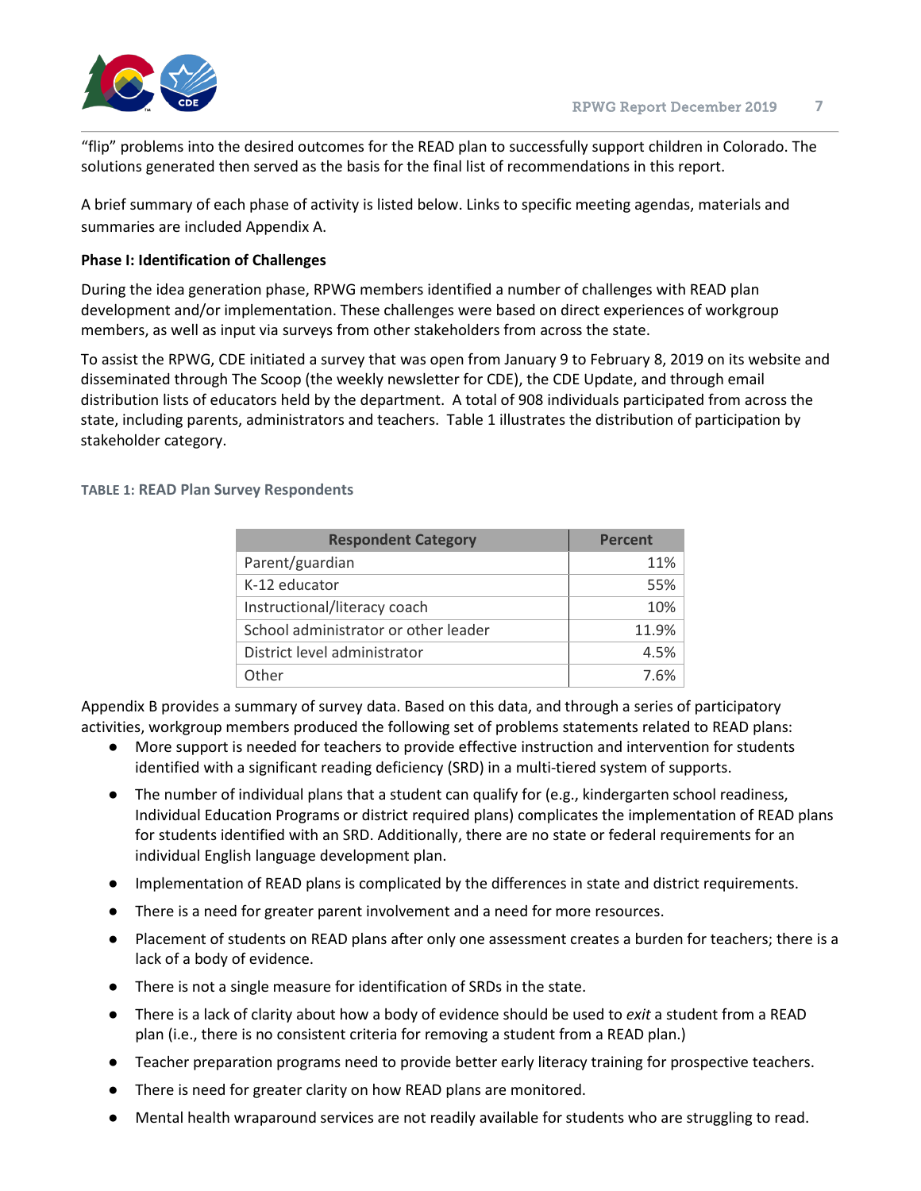"flip" problems into the desired outcomes for the READ plan to successfully support children in Colorado. The solutions generated then served as the basis for the final list of recommendations in this report.

A brief summary of each phase of activity is listed below. Links to specific meeting agendas, materials and summaries are included Appendix A.

**Phase I: Identification of Challenges**

During the idea generation phase, RPWG members identified a number of challenges with READ plan development and/or implementation. These challenges were based on direct experiences of workgroup members, as well as input via surveys from other stakeholders from across the state.

To assist the RPWG, CDE initiated a survey that was open from January 9 to February 8, 2019 on its website and disseminated through The Scoop (the weekly newsletter for CDE), the CDE Update, and through email distribution lists of educators held by the department. A total of 908 individuals participated from across the state, including parents, administrators and teachers. Table 1 illustrates the distribution of participation by stakeholder category.

**TABLE 1: READ Plan Survey Respondents**

| Respondent Category | Percent |
|---|---:|
| Parent/guardian | 11% |
| K-12 educator | 55% |
| Instructional/literacy coach | 10% |
| School administrator or other leader | 11.9% |
| District level administrator | 4.5% |
| Other | 7.6% |

Appendix B provides a summary of survey data. Based on this data, and through a series of participatory activities, workgroup members produced the following set of problems statements related to READ plans:

- More support is needed for teachers to provide effective instruction and intervention for students identified with a significant reading deficiency (SRD) in a multi-tiered system of supports.
- The number of individual plans that a student can qualify for (e.g., kindergarten school readiness, Individual Education Programs or district required plans) complicates the implementation of READ plans for students identified with an SRD. Additionally, there are no state or federal requirements for an individual English language development plan.
- Implementation of READ plans is complicated by the differences in state and district requirements.
- There is a need for greater parent involvement and a need for more resources.
- Placement of students on READ plans after only one assessment creates a burden for teachers; there is a lack of a body of evidence.
- There is not a single measure for identification of SRDs in the state.
- There is a lack of clarity about how a body of evidence should be used to *exit* a student from a READ plan (i.e., there is no consistent criteria for removing a student from a READ plan.)
- Teacher preparation programs need to provide better early literacy training for prospective teachers.
- There is need for greater clarity on how READ plans are monitored.
- Mental health wraparound services are not readily available for students who are struggling to read.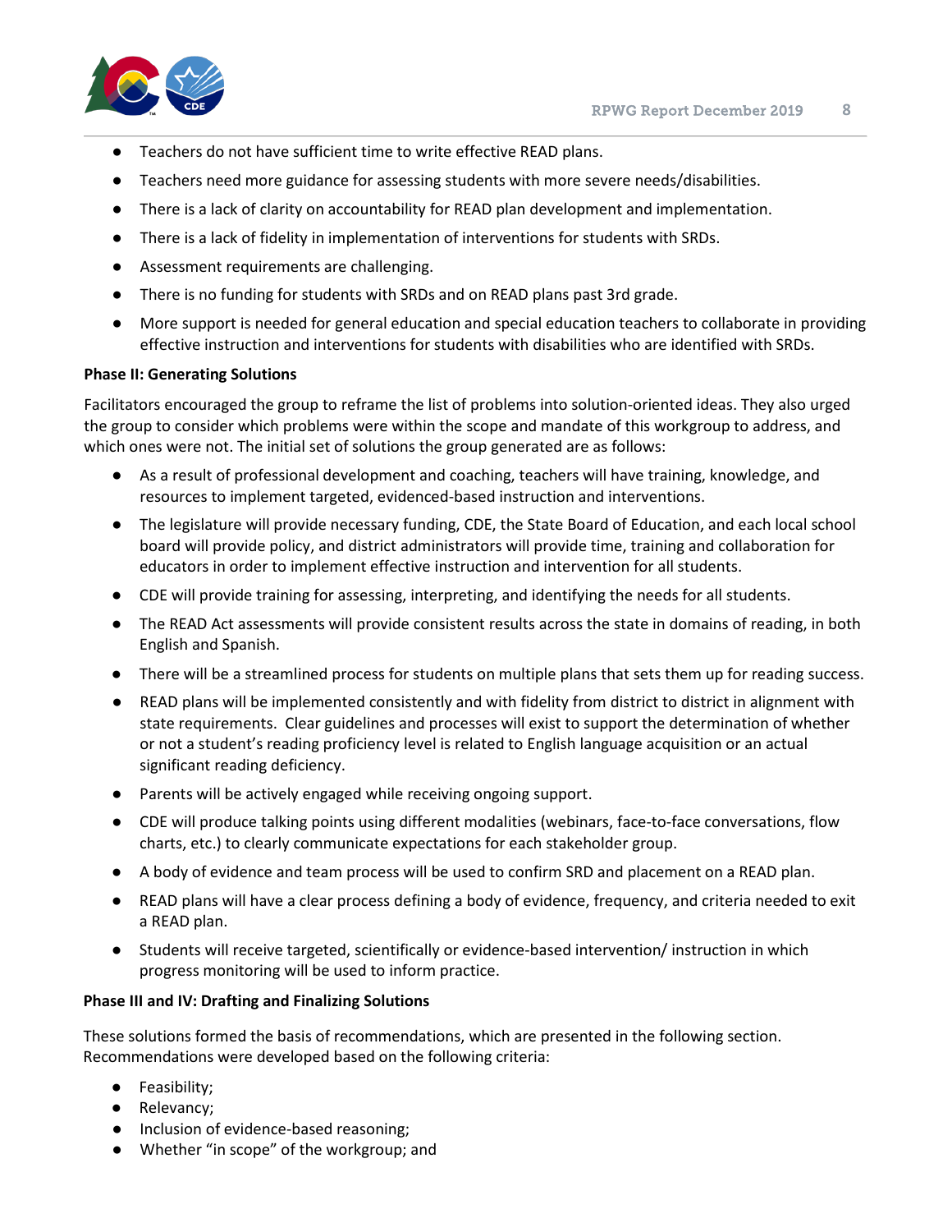- Teachers do not have sufficient time to write effective READ plans.
- Teachers need more guidance for assessing students with more severe needs/disabilities.
- There is a lack of clarity on accountability for READ plan development and implementation.
- There is a lack of fidelity in implementation of interventions for students with SRDs.
- Assessment requirements are challenging.
- There is no funding for students with SRDs and on READ plans past 3rd grade.
- More support is needed for general education and special education teachers to collaborate in providing effective instruction and interventions for students with disabilities who are identified with SRDs.

**Phase II: Generating Solutions**

Facilitators encouraged the group to reframe the list of problems into solution-oriented ideas. They also urged the group to consider which problems were within the scope and mandate of this workgroup to address, and which ones were not. The initial set of solutions the group generated are as follows:

- As a result of professional development and coaching, teachers will have training, knowledge, and resources to implement targeted, evidenced-based instruction and interventions.
- The legislature will provide necessary funding, CDE, the State Board of Education, and each local school board will provide policy, and district administrators will provide time, training and collaboration for educators in order to implement effective instruction and intervention for all students.
- CDE will provide training for assessing, interpreting, and identifying the needs for all students.
- The READ Act assessments will provide consistent results across the state in domains of reading, in both English and Spanish.
- There will be a streamlined process for students on multiple plans that sets them up for reading success.
- READ plans will be implemented consistently and with fidelity from district to district in alignment with state requirements. Clear guidelines and processes will exist to support the determination of whether or not a student's reading proficiency level is related to English language acquisition or an actual significant reading deficiency.
- Parents will be actively engaged while receiving ongoing support.
- CDE will produce talking points using different modalities (webinars, face-to-face conversations, flow charts, etc.) to clearly communicate expectations for each stakeholder group.
- A body of evidence and team process will be used to confirm SRD and placement on a READ plan.
- READ plans will have a clear process defining a body of evidence, frequency, and criteria needed to exit a READ plan.
- Students will receive targeted, scientifically or evidence-based intervention/ instruction in which progress monitoring will be used to inform practice.

**Phase III and IV: Drafting and Finalizing Solutions**

These solutions formed the basis of recommendations, which are presented in the following section. Recommendations were developed based on the following criteria:

- Feasibility;
- Relevancy;
- Inclusion of evidence-based reasoning;
- Whether "in scope" of the workgroup; and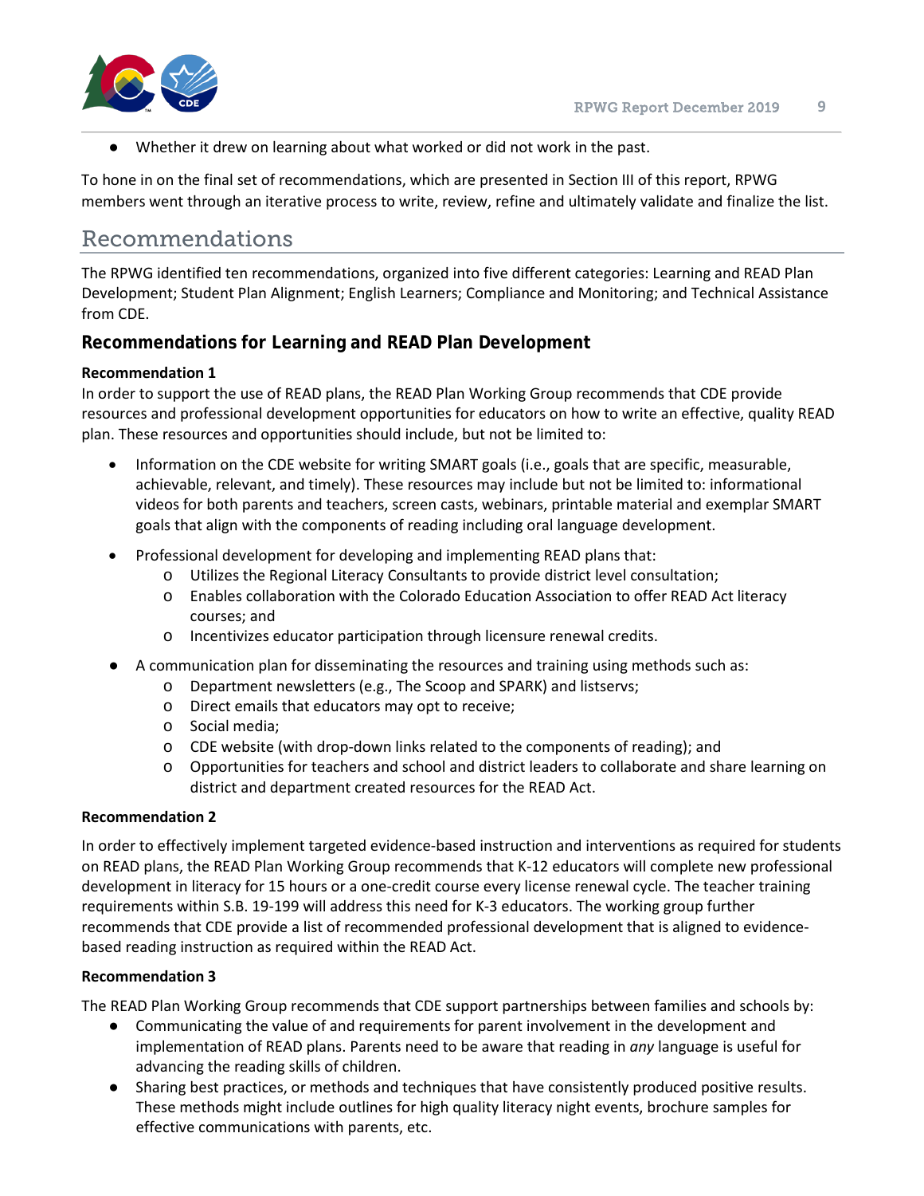- Whether it drew on learning about what worked or did not work in the past.

To hone in on the final set of recommendations, which are presented in Section III of this report, RPWG members went through an iterative process to write, review, refine and ultimately validate and finalize the list.

## Recommendations

The RPWG identified ten recommendations, organized into five different categories: Learning and READ Plan Development; Student Plan Alignment; English Learners; Compliance and Monitoring; and Technical Assistance from CDE.

### Recommendations for Learning and READ Plan Development

**Recommendation 1**

In order to support the use of READ plans, the READ Plan Working Group recommends that CDE provide resources and professional development opportunities for educators on how to write an effective, quality READ plan. These resources and opportunities should include, but not be limited to:

- Information on the CDE website for writing SMART goals (i.e., goals that are specific, measurable, achievable, relevant, and timely). These resources may include but not be limited to: informational videos for both parents and teachers, screen casts, webinars, printable material and exemplar SMART goals that align with the components of reading including oral language development.
- Professional development for developing and implementing READ plans that:
  - Utilizes the Regional Literacy Consultants to provide district level consultation;
  - Enables collaboration with the Colorado Education Association to offer READ Act literacy courses; and
  - Incentivizes educator participation through licensure renewal credits.
- A communication plan for disseminating the resources and training using methods such as:
  - Department newsletters (e.g., The Scoop and SPARK) and listservs;
  - Direct emails that educators may opt to receive;
  - Social media;
  - CDE website (with drop-down links related to the components of reading); and
  - Opportunities for teachers and school and district leaders to collaborate and share learning on district and department created resources for the READ Act.

**Recommendation 2**

In order to effectively implement targeted evidence-based instruction and interventions as required for students on READ plans, the READ Plan Working Group recommends that K-12 educators will complete new professional development in literacy for 15 hours or a one-credit course every license renewal cycle. The teacher training requirements within S.B. 19-199 will address this need for K-3 educators. The working group further recommends that CDE provide a list of recommended professional development that is aligned to evidence-based reading instruction as required within the READ Act.

**Recommendation 3**

The READ Plan Working Group recommends that CDE support partnerships between families and schools by:

- Communicating the value of and requirements for parent involvement in the development and implementation of READ plans. Parents need to be aware that reading in *any* language is useful for advancing the reading skills of children.
- Sharing best practices, or methods and techniques that have consistently produced positive results. These methods might include outlines for high quality literacy night events, brochure samples for effective communications with parents, etc.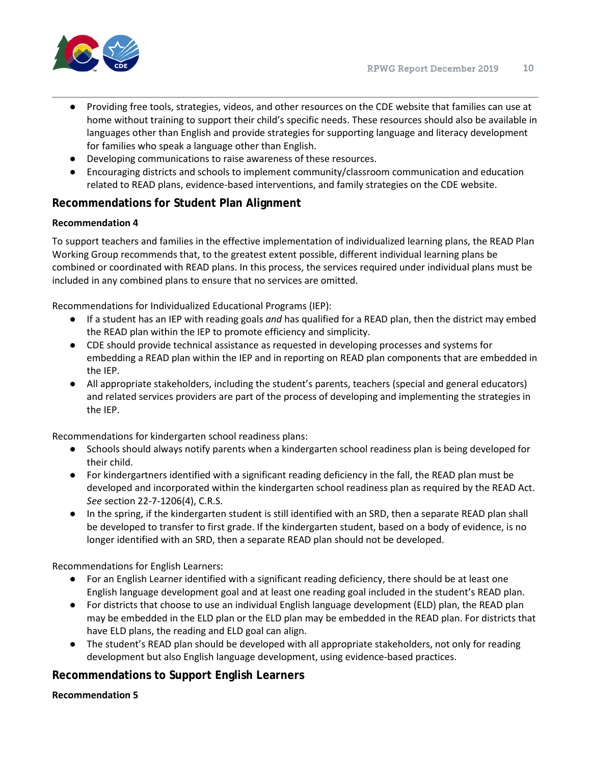- Providing free tools, strategies, videos, and other resources on the CDE website that families can use at home without training to support their child's specific needs. These resources should also be available in languages other than English and provide strategies for supporting language and literacy development for families who speak a language other than English.
- Developing communications to raise awareness of these resources.
- Encouraging districts and schools to implement community/classroom communication and education related to READ plans, evidence-based interventions, and family strategies on the CDE website.

## Recommendations for Student Plan Alignment

**Recommendation 4**

To support teachers and families in the effective implementation of individualized learning plans, the READ Plan Working Group recommends that, to the greatest extent possible, different individual learning plans be combined or coordinated with READ plans. In this process, the services required under individual plans must be included in any combined plans to ensure that no services are omitted.

Recommendations for Individualized Educational Programs (IEP):

- If a student has an IEP with reading goals *and* has qualified for a READ plan, then the district may embed the READ plan within the IEP to promote efficiency and simplicity.
- CDE should provide technical assistance as requested in developing processes and systems for embedding a READ plan within the IEP and in reporting on READ plan components that are embedded in the IEP.
- All appropriate stakeholders, including the student's parents, teachers (special and general educators) and related services providers are part of the process of developing and implementing the strategies in the IEP.

Recommendations for kindergarten school readiness plans:

- Schools should always notify parents when a kindergarten school readiness plan is being developed for their child.
- For kindergartners identified with a significant reading deficiency in the fall, the READ plan must be developed and incorporated within the kindergarten school readiness plan as required by the READ Act. *See* section 22-7-1206(4), C.R.S.
- In the spring, if the kindergarten student is still identified with an SRD, then a separate READ plan shall be developed to transfer to first grade. If the kindergarten student, based on a body of evidence, is no longer identified with an SRD, then a separate READ plan should not be developed.

Recommendations for English Learners:

- For an English Learner identified with a significant reading deficiency, there should be at least one English language development goal and at least one reading goal included in the student's READ plan.
- For districts that choose to use an individual English language development (ELD) plan, the READ plan may be embedded in the ELD plan or the ELD plan may be embedded in the READ plan. For districts that have ELD plans, the reading and ELD goal can align.
- The student's READ plan should be developed with all appropriate stakeholders, not only for reading development but also English language development, using evidence-based practices.

## Recommendations to Support English Learners

**Recommendation 5**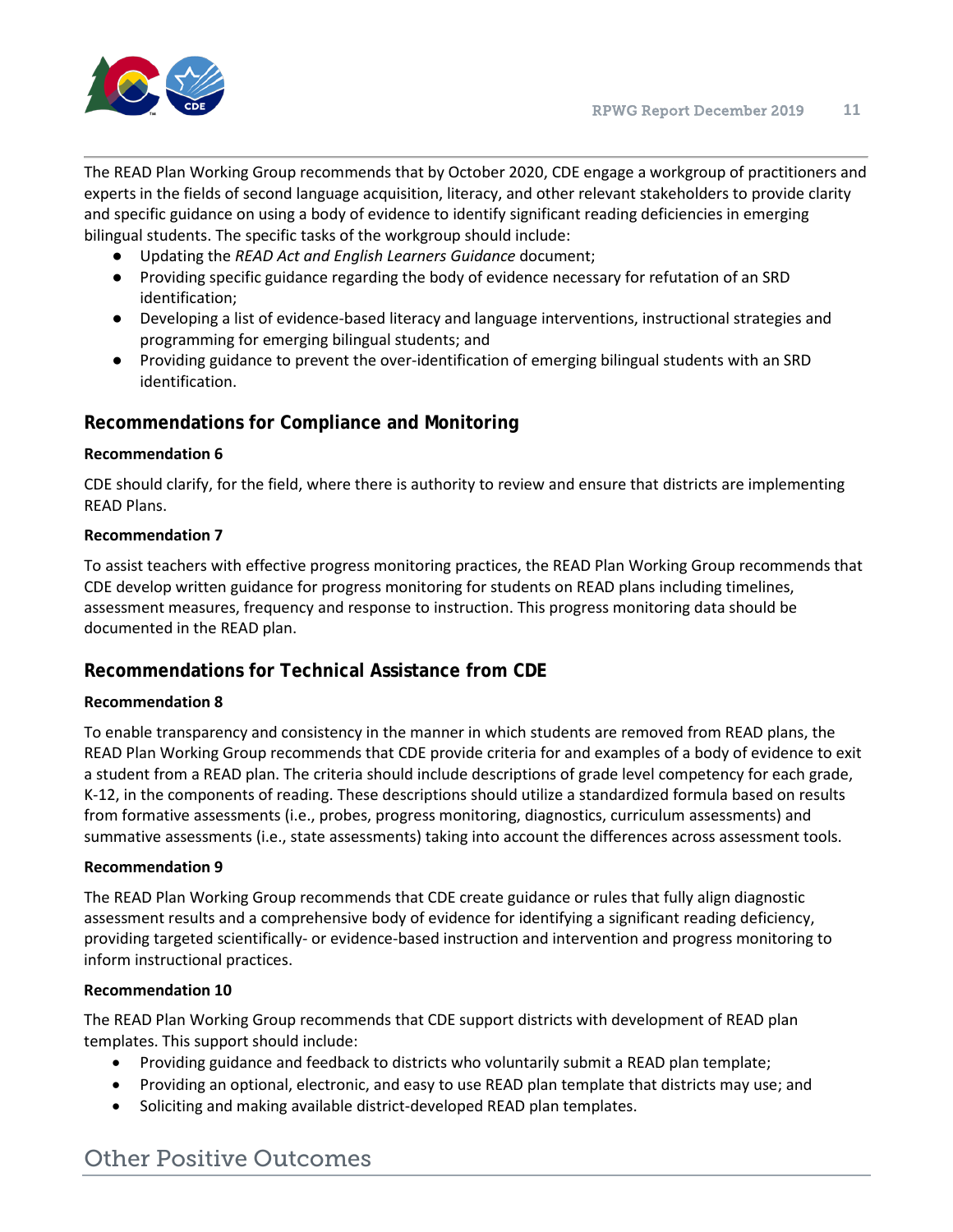The READ Plan Working Group recommends that by October 2020, CDE engage a workgroup of practitioners and experts in the fields of second language acquisition, literacy, and other relevant stakeholders to provide clarity and specific guidance on using a body of evidence to identify significant reading deficiencies in emerging bilingual students. The specific tasks of the workgroup should include:

- Updating the *READ Act and English Learners Guidance* document;
- Providing specific guidance regarding the body of evidence necessary for refutation of an SRD identification;
- Developing a list of evidence-based literacy and language interventions, instructional strategies and programming for emerging bilingual students; and
- Providing guidance to prevent the over-identification of emerging bilingual students with an SRD identification.

### Recommendations for Compliance and Monitoring

**Recommendation 6**

CDE should clarify, for the field, where there is authority to review and ensure that districts are implementing READ Plans.

**Recommendation 7**

To assist teachers with effective progress monitoring practices, the READ Plan Working Group recommends that CDE develop written guidance for progress monitoring for students on READ plans including timelines, assessment measures, frequency and response to instruction. This progress monitoring data should be documented in the READ plan.

### Recommendations for Technical Assistance from CDE

**Recommendation 8**

To enable transparency and consistency in the manner in which students are removed from READ plans, the READ Plan Working Group recommends that CDE provide criteria for and examples of a body of evidence to exit a student from a READ plan. The criteria should include descriptions of grade level competency for each grade, K-12, in the components of reading. These descriptions should utilize a standardized formula based on results from formative assessments (i.e., probes, progress monitoring, diagnostics, curriculum assessments) and summative assessments (i.e., state assessments) taking into account the differences across assessment tools.

**Recommendation 9**

The READ Plan Working Group recommends that CDE create guidance or rules that fully align diagnostic assessment results and a comprehensive body of evidence for identifying a significant reading deficiency, providing targeted scientifically- or evidence-based instruction and intervention and progress monitoring to inform instructional practices.

**Recommendation 10**

The READ Plan Working Group recommends that CDE support districts with development of READ plan templates. This support should include:

- Providing guidance and feedback to districts who voluntarily submit a READ plan template;
- Providing an optional, electronic, and easy to use READ plan template that districts may use; and
- Soliciting and making available district-developed READ plan templates.

## Other Positive Outcomes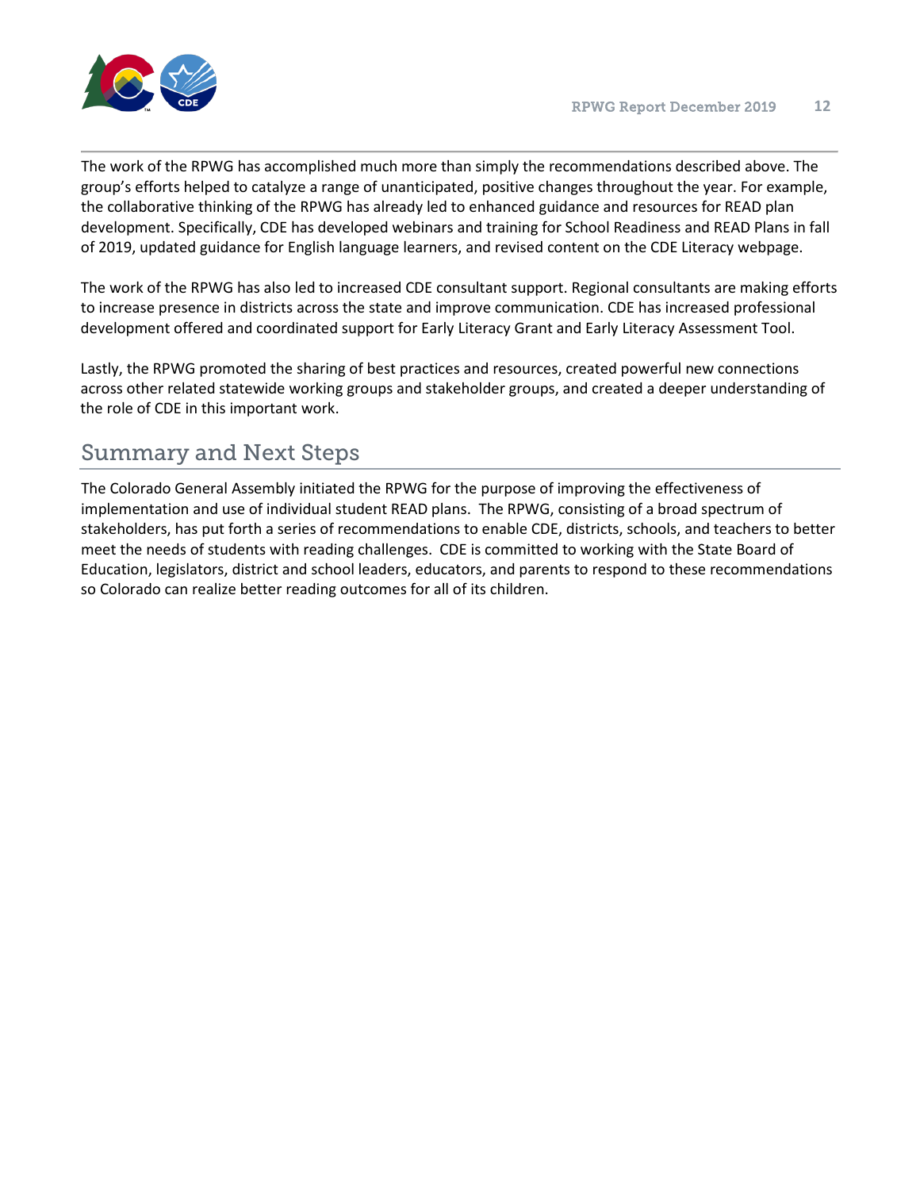The work of the RPWG has accomplished much more than simply the recommendations described above. The group's efforts helped to catalyze a range of unanticipated, positive changes throughout the year. For example, the collaborative thinking of the RPWG has already led to enhanced guidance and resources for READ plan development. Specifically, CDE has developed webinars and training for School Readiness and READ Plans in fall of 2019, updated guidance for English language learners, and revised content on the CDE Literacy webpage.

The work of the RPWG has also led to increased CDE consultant support. Regional consultants are making efforts to increase presence in districts across the state and improve communication. CDE has increased professional development offered and coordinated support for Early Literacy Grant and Early Literacy Assessment Tool.

Lastly, the RPWG promoted the sharing of best practices and resources, created powerful new connections across other related statewide working groups and stakeholder groups, and created a deeper understanding of the role of CDE in this important work.

## Summary and Next Steps

The Colorado General Assembly initiated the RPWG for the purpose of improving the effectiveness of implementation and use of individual student READ plans. The RPWG, consisting of a broad spectrum of stakeholders, has put forth a series of recommendations to enable CDE, districts, schools, and teachers to better meet the needs of students with reading challenges. CDE is committed to working with the State Board of Education, legislators, district and school leaders, educators, and parents to respond to these recommendations so Colorado can realize better reading outcomes for all of its children.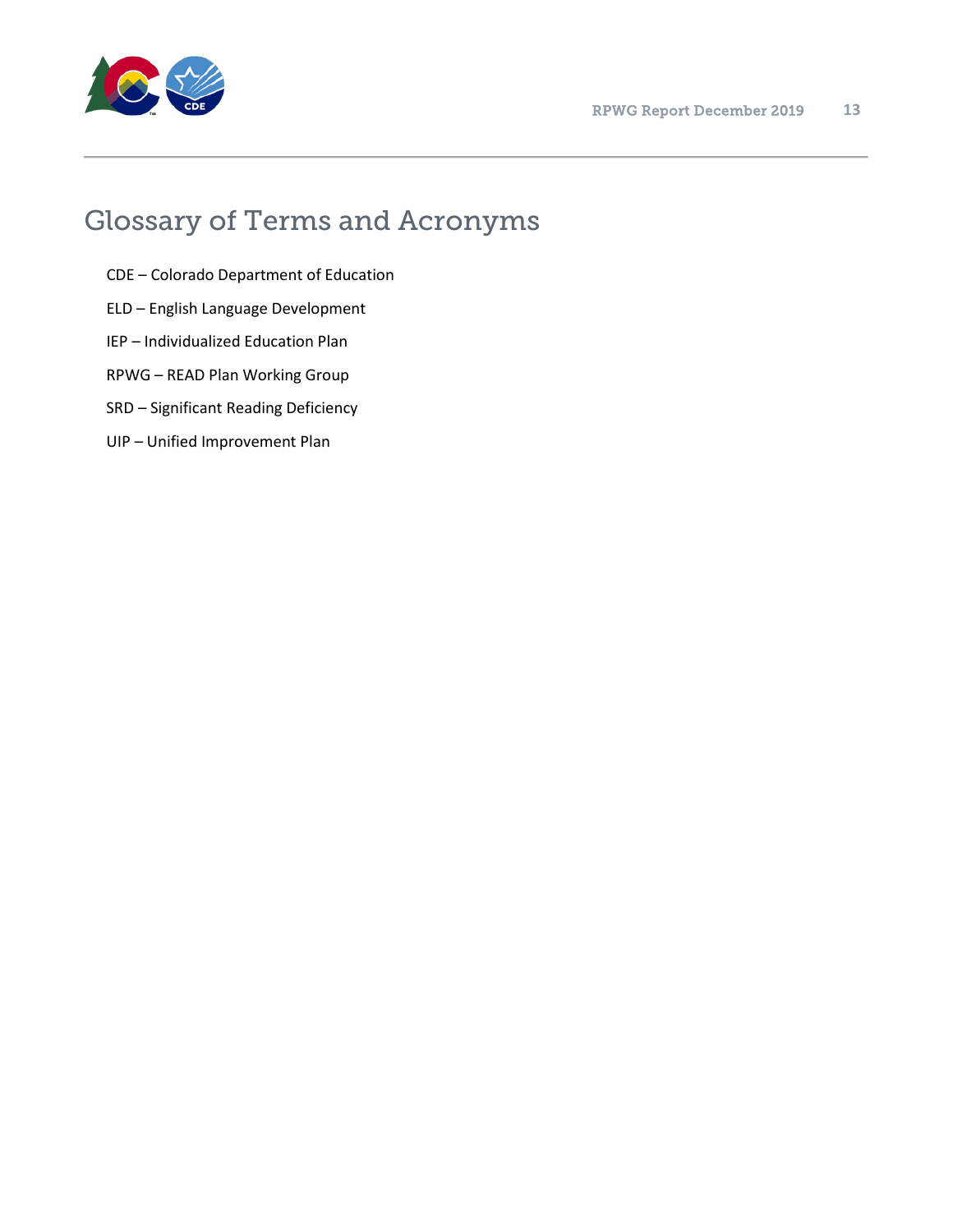# Glossary of Terms and Acronyms

CDE – Colorado Department of Education

ELD – English Language Development

IEP – Individualized Education Plan

RPWG – READ Plan Working Group

SRD – Significant Reading Deficiency

UIP – Unified Improvement Plan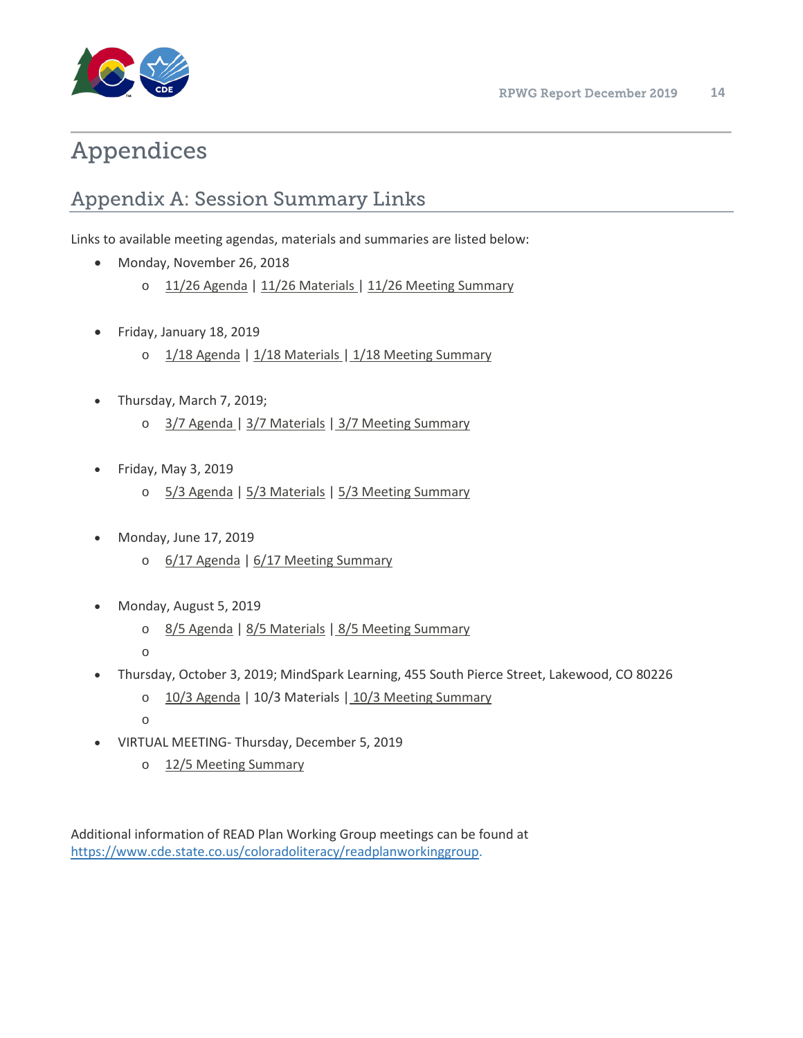# Appendices

## Appendix A: Session Summary Links

Links to available meeting agendas, materials and summaries are listed below:

- Monday, November 26, 2018
  - 11/26 Agenda | 11/26 Materials | 11/26 Meeting Summary
- Friday, January 18, 2019
  - 1/18 Agenda | 1/18 Materials | 1/18 Meeting Summary
- Thursday, March 7, 2019;
  - 3/7 Agenda | 3/7 Materials | 3/7 Meeting Summary
- Friday, May 3, 2019
  - 5/3 Agenda | 5/3 Materials | 5/3 Meeting Summary
- Monday, June 17, 2019
  - 6/17 Agenda | 6/17 Meeting Summary
- Monday, August 5, 2019
  - 8/5 Agenda | 8/5 Materials | 8/5 Meeting Summary
- Thursday, October 3, 2019; MindSpark Learning, 455 South Pierce Street, Lakewood, CO 80226
  - 10/3 Agenda | 10/3 Materials | 10/3 Meeting Summary
- VIRTUAL MEETING- Thursday, December 5, 2019
  - 12/5 Meeting Summary

Additional information of READ Plan Working Group meetings can be found at https://www.cde.state.co.us/coloradoliteracy/readplanworkinggroup.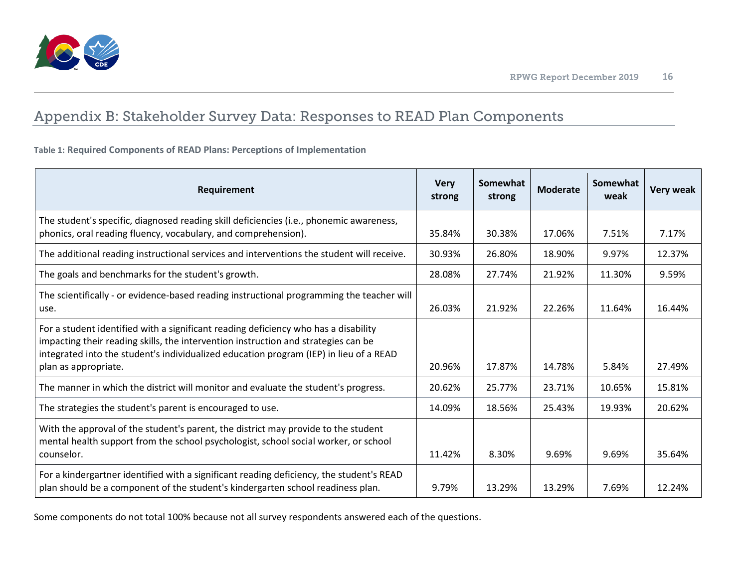## Appendix B: Stakeholder Survey Data: Responses to READ Plan Components

**Table 1: Required Components of READ Plans: Perceptions of Implementation**

| Requirement | Very strong | Somewhat strong | Moderate | Somewhat weak | Very weak |
|---|---|---|---|---|---|
| The student's specific, diagnosed reading skill deficiencies (i.e., phonemic awareness, phonics, oral reading fluency, vocabulary, and comprehension). | 35.84% | 30.38% | 17.06% | 7.51% | 7.17% |
| The additional reading instructional services and interventions the student will receive. | 30.93% | 26.80% | 18.90% | 9.97% | 12.37% |
| The goals and benchmarks for the student's growth. | 28.08% | 27.74% | 21.92% | 11.30% | 9.59% |
| The scientifically - or evidence-based reading instructional programming the teacher will use. | 26.03% | 21.92% | 22.26% | 11.64% | 16.44% |
| For a student identified with a significant reading deficiency who has a disability impacting their reading skills, the intervention instruction and strategies can be integrated into the student's individualized education program (IEP) in lieu of a READ plan as appropriate. | 20.96% | 17.87% | 14.78% | 5.84% | 27.49% |
| The manner in which the district will monitor and evaluate the student's progress. | 20.62% | 25.77% | 23.71% | 10.65% | 15.81% |
| The strategies the student's parent is encouraged to use. | 14.09% | 18.56% | 25.43% | 19.93% | 20.62% |
| With the approval of the student's parent, the district may provide to the student mental health support from the school psychologist, school social worker, or school counselor. | 11.42% | 8.30% | 9.69% | 9.69% | 35.64% |
| For a kindergartner identified with a significant reading deficiency, the student's READ plan should be a component of the student's kindergarten school readiness plan. | 9.79% | 13.29% | 13.29% | 7.69% | 12.24% |

Some components do not total 100% because not all survey respondents answered each of the questions.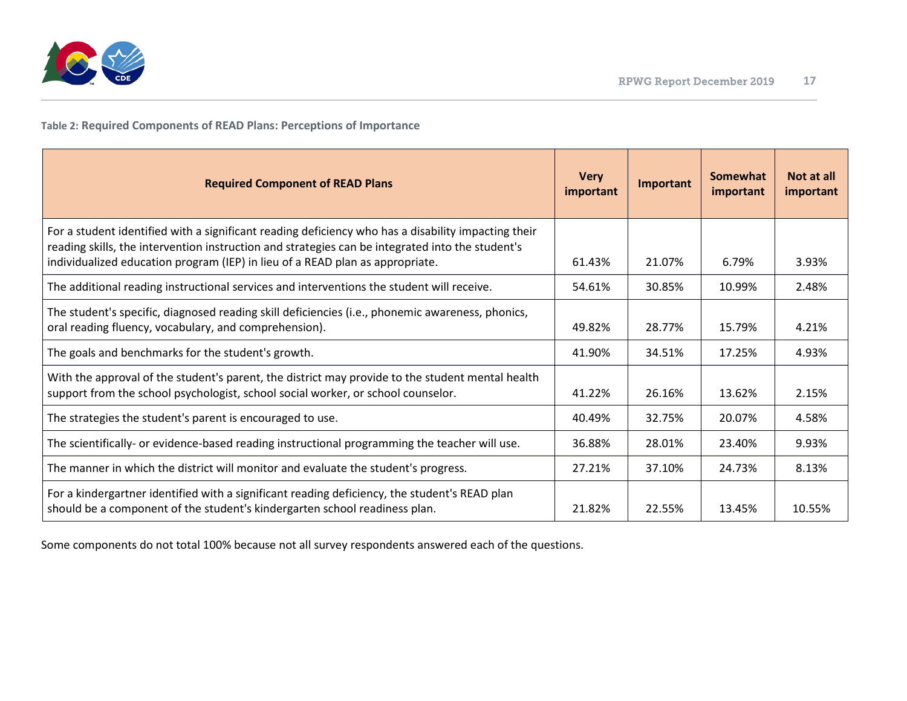**Table 2: Required Components of READ Plans: Perceptions of Importance**

| Required Component of READ Plans | Very important | Important | Somewhat important | Not at all important |
|---|---|---|---|---|
| For a student identified with a significant reading deficiency who has a disability impacting their reading skills, the intervention instruction and strategies can be integrated into the student's individualized education program (IEP) in lieu of a READ plan as appropriate. | 61.43% | 21.07% | 6.79% | 3.93% |
| The additional reading instructional services and interventions the student will receive. | 54.61% | 30.85% | 10.99% | 2.48% |
| The student's specific, diagnosed reading skill deficiencies (i.e., phonemic awareness, phonics, oral reading fluency, vocabulary, and comprehension). | 49.82% | 28.77% | 15.79% | 4.21% |
| The goals and benchmarks for the student's growth. | 41.90% | 34.51% | 17.25% | 4.93% |
| With the approval of the student's parent, the district may provide to the student mental health support from the school psychologist, school social worker, or school counselor. | 41.22% | 26.16% | 13.62% | 2.15% |
| The strategies the student's parent is encouraged to use. | 40.49% | 32.75% | 20.07% | 4.58% |
| The scientifically- or evidence-based reading instructional programming the teacher will use. | 36.88% | 28.01% | 23.40% | 9.93% |
| The manner in which the district will monitor and evaluate the student's progress. | 27.21% | 37.10% | 24.73% | 8.13% |
| For a kindergartner identified with a significant reading deficiency, the student's READ plan should be a component of the student's kindergarten school readiness plan. | 21.82% | 22.55% | 13.45% | 10.55% |

Some components do not total 100% because not all survey respondents answered each of the questions.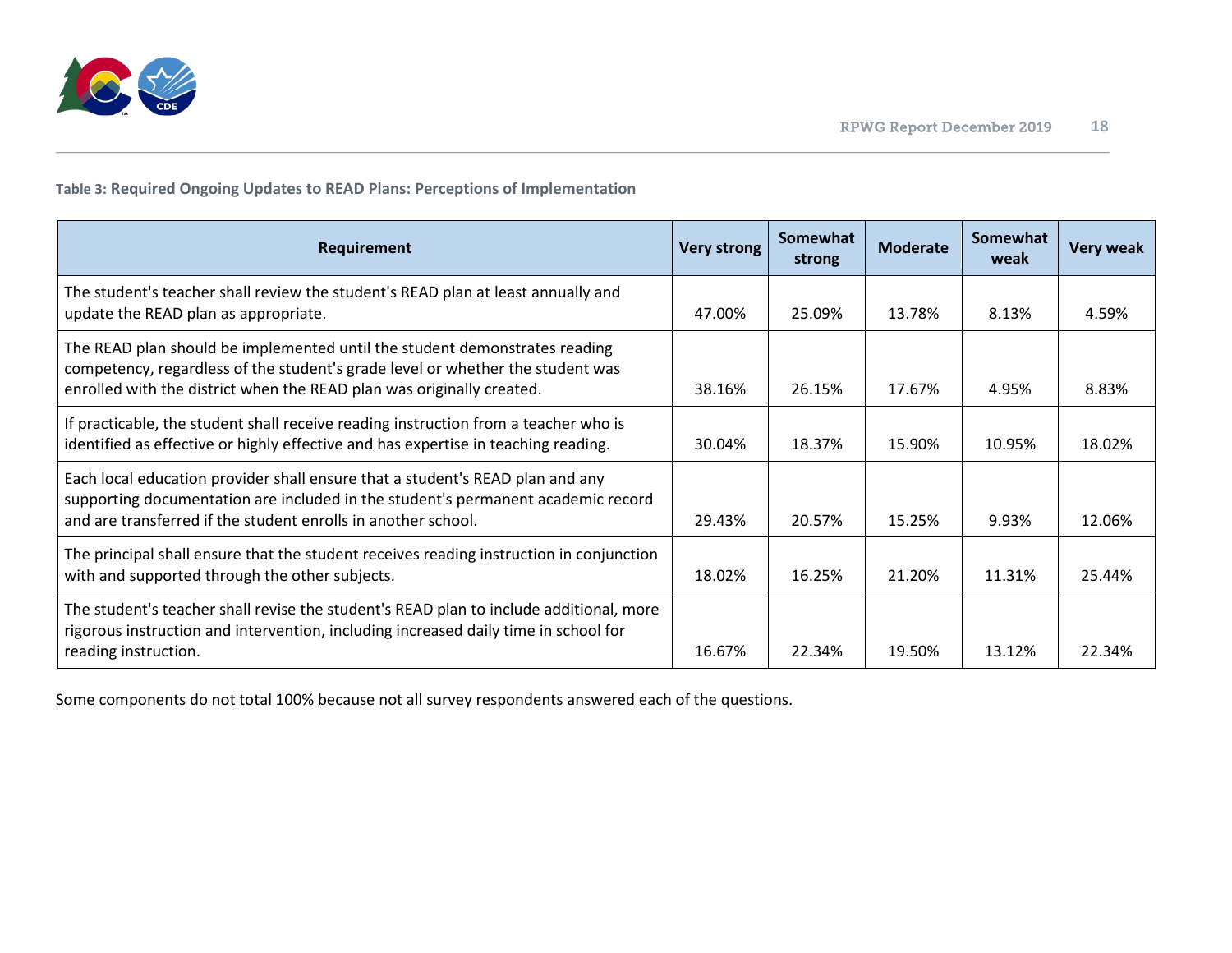**Table 3: Required Ongoing Updates to READ Plans: Perceptions of Implementation**

| Requirement | Very strong | Somewhat strong | Moderate | Somewhat weak | Very weak |
|---|---|---|---|---|---|
| The student's teacher shall review the student's READ plan at least annually and update the READ plan as appropriate. | 47.00% | 25.09% | 13.78% | 8.13% | 4.59% |
| The READ plan should be implemented until the student demonstrates reading competency, regardless of the student's grade level or whether the student was enrolled with the district when the READ plan was originally created. | 38.16% | 26.15% | 17.67% | 4.95% | 8.83% |
| If practicable, the student shall receive reading instruction from a teacher who is identified as effective or highly effective and has expertise in teaching reading. | 30.04% | 18.37% | 15.90% | 10.95% | 18.02% |
| Each local education provider shall ensure that a student's READ plan and any supporting documentation are included in the student's permanent academic record and are transferred if the student enrolls in another school. | 29.43% | 20.57% | 15.25% | 9.93% | 12.06% |
| The principal shall ensure that the student receives reading instruction in conjunction with and supported through the other subjects. | 18.02% | 16.25% | 21.20% | 11.31% | 25.44% |
| The student's teacher shall revise the student's READ plan to include additional, more rigorous instruction and intervention, including increased daily time in school for reading instruction. | 16.67% | 22.34% | 19.50% | 13.12% | 22.34% |

Some components do not total 100% because not all survey respondents answered each of the questions.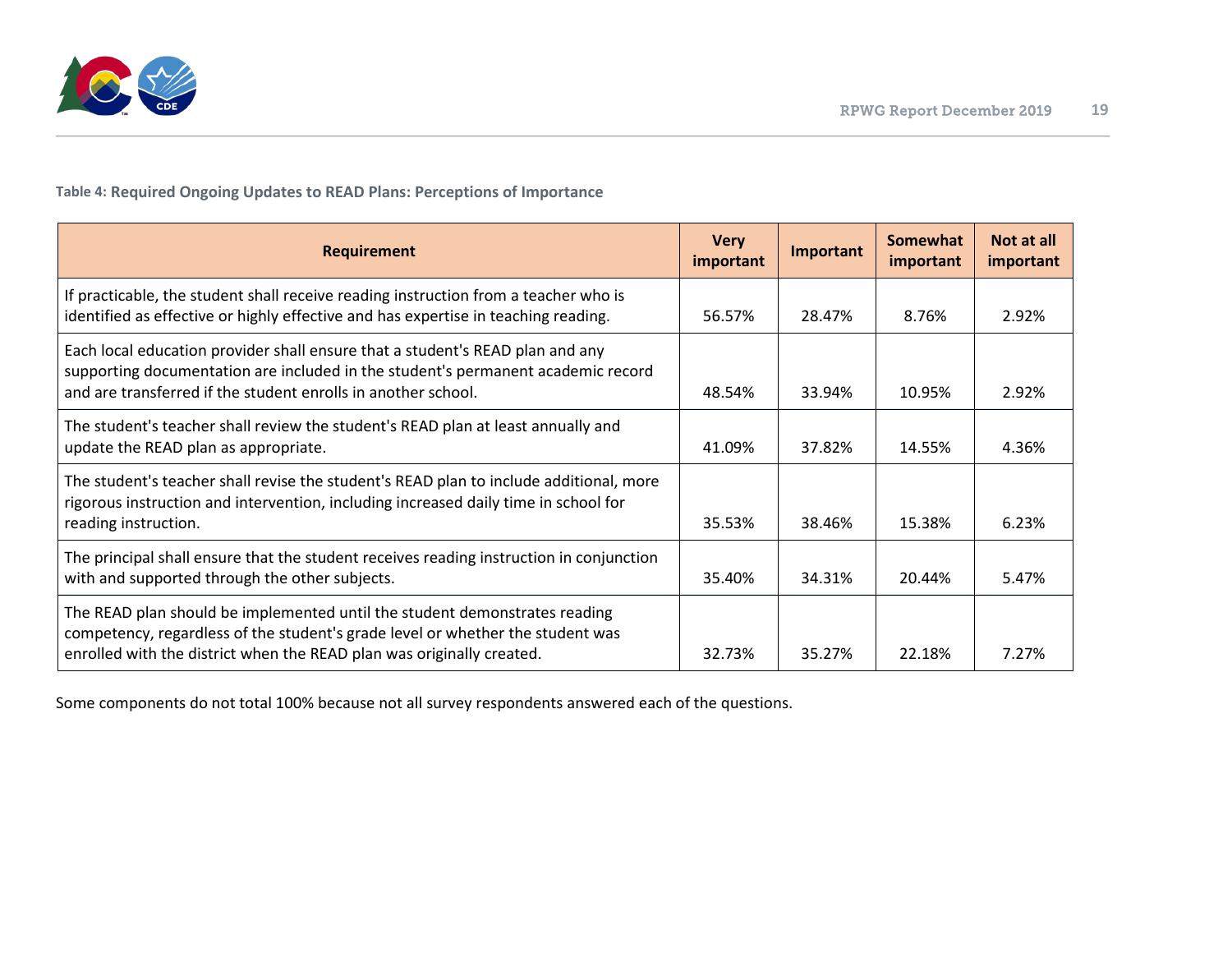**Table 4: Required Ongoing Updates to READ Plans: Perceptions of Importance**

| Requirement | Very important | Important | Somewhat important | Not at all important |
|---|---|---|---|---|
| If practicable, the student shall receive reading instruction from a teacher who is identified as effective or highly effective and has expertise in teaching reading. | 56.57% | 28.47% | 8.76% | 2.92% |
| Each local education provider shall ensure that a student's READ plan and any supporting documentation are included in the student's permanent academic record and are transferred if the student enrolls in another school. | 48.54% | 33.94% | 10.95% | 2.92% |
| The student's teacher shall review the student's READ plan at least annually and update the READ plan as appropriate. | 41.09% | 37.82% | 14.55% | 4.36% |
| The student's teacher shall revise the student's READ plan to include additional, more rigorous instruction and intervention, including increased daily time in school for reading instruction. | 35.53% | 38.46% | 15.38% | 6.23% |
| The principal shall ensure that the student receives reading instruction in conjunction with and supported through the other subjects. | 35.40% | 34.31% | 20.44% | 5.47% |
| The READ plan should be implemented until the student demonstrates reading competency, regardless of the student's grade level or whether the student was enrolled with the district when the READ plan was originally created. | 32.73% | 35.27% | 22.18% | 7.27% |

Some components do not total 100% because not all survey respondents answered each of the questions.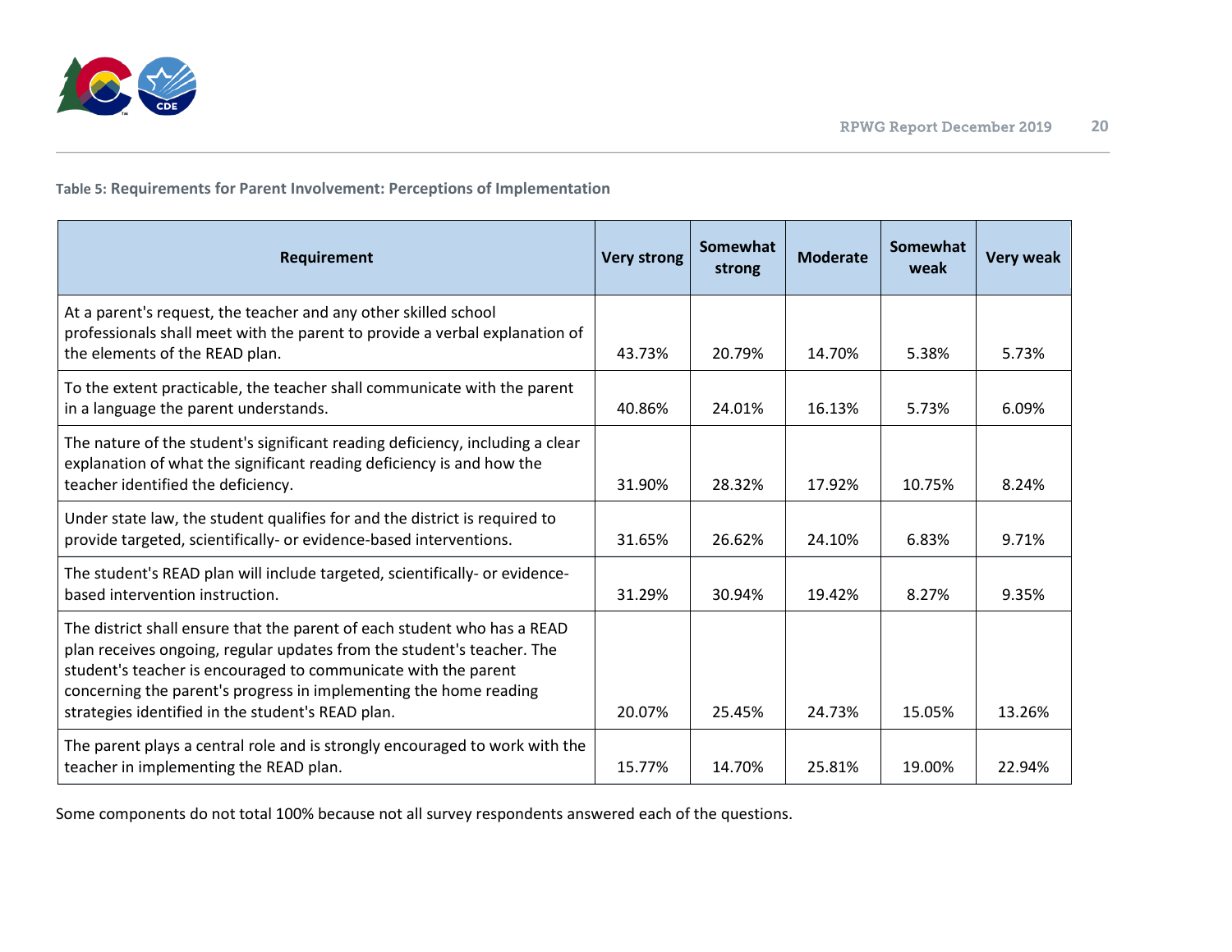**Table 5: Requirements for Parent Involvement: Perceptions of Implementation**

| Requirement | Very strong | Somewhat strong | Moderate | Somewhat weak | Very weak |
|---|---|---|---|---|---|
| At a parent's request, the teacher and any other skilled school professionals shall meet with the parent to provide a verbal explanation of the elements of the READ plan. | 43.73% | 20.79% | 14.70% | 5.38% | 5.73% |
| To the extent practicable, the teacher shall communicate with the parent in a language the parent understands. | 40.86% | 24.01% | 16.13% | 5.73% | 6.09% |
| The nature of the student's significant reading deficiency, including a clear explanation of what the significant reading deficiency is and how the teacher identified the deficiency. | 31.90% | 28.32% | 17.92% | 10.75% | 8.24% |
| Under state law, the student qualifies for and the district is required to provide targeted, scientifically- or evidence-based interventions. | 31.65% | 26.62% | 24.10% | 6.83% | 9.71% |
| The student's READ plan will include targeted, scientifically- or evidence-based intervention instruction. | 31.29% | 30.94% | 19.42% | 8.27% | 9.35% |
| The district shall ensure that the parent of each student who has a READ plan receives ongoing, regular updates from the student's teacher. The student's teacher is encouraged to communicate with the parent concerning the parent's progress in implementing the home reading strategies identified in the student's READ plan. | 20.07% | 25.45% | 24.73% | 15.05% | 13.26% |
| The parent plays a central role and is strongly encouraged to work with the teacher in implementing the READ plan. | 15.77% | 14.70% | 25.81% | 19.00% | 22.94% |

Some components do not total 100% because not all survey respondents answered each of the questions.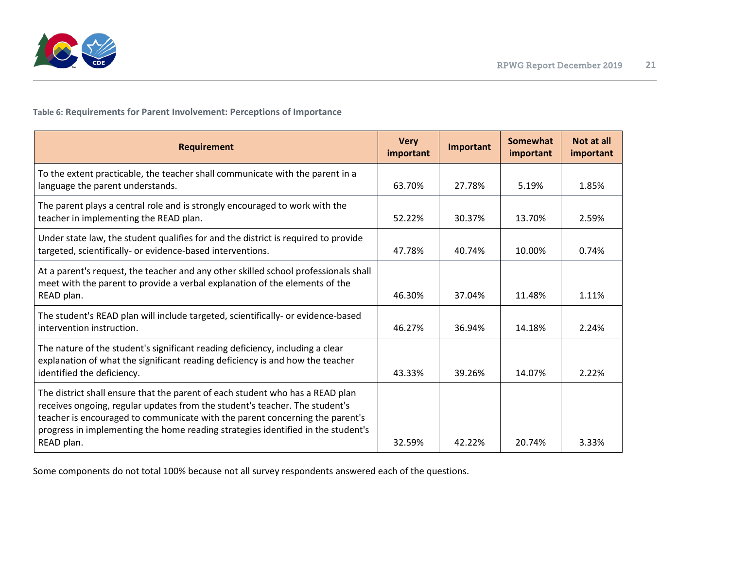**Table 6: Requirements for Parent Involvement: Perceptions of Importance**

| Requirement | Very important | Important | Somewhat important | Not at all important |
|---|---|---|---|---|
| To the extent practicable, the teacher shall communicate with the parent in a language the parent understands. | 63.70% | 27.78% | 5.19% | 1.85% |
| The parent plays a central role and is strongly encouraged to work with the teacher in implementing the READ plan. | 52.22% | 30.37% | 13.70% | 2.59% |
| Under state law, the student qualifies for and the district is required to provide targeted, scientifically- or evidence-based interventions. | 47.78% | 40.74% | 10.00% | 0.74% |
| At a parent's request, the teacher and any other skilled school professionals shall meet with the parent to provide a verbal explanation of the elements of the READ plan. | 46.30% | 37.04% | 11.48% | 1.11% |
| The student's READ plan will include targeted, scientifically- or evidence-based intervention instruction. | 46.27% | 36.94% | 14.18% | 2.24% |
| The nature of the student's significant reading deficiency, including a clear explanation of what the significant reading deficiency is and how the teacher identified the deficiency. | 43.33% | 39.26% | 14.07% | 2.22% |
| The district shall ensure that the parent of each student who has a READ plan receives ongoing, regular updates from the student's teacher. The student's teacher is encouraged to communicate with the parent concerning the parent's progress in implementing the home reading strategies identified in the student's READ plan. | 32.59% | 42.22% | 20.74% | 3.33% |

Some components do not total 100% because not all survey respondents answered each of the questions.